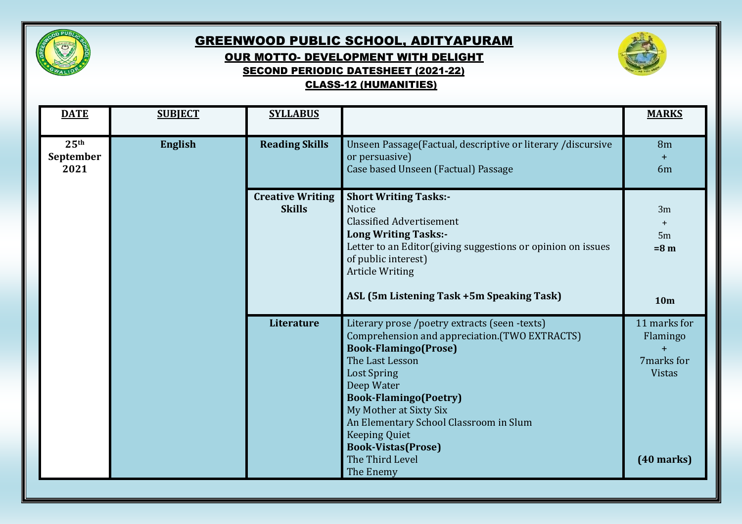# GREENWOOD PUBLIC SCHOOL, ADITYAPURAM

## OUR MOTTO- DEVELOPMENT WITH DELIGHT

### SECOND PERIODIC DATESHEET (2021-22)

### CLASS-12 (HUMANITIES)

| DATE | SUBJECT | SYLLABUS | | MARKS |
|---|---|---|---|---|
| 25th September 2021 | **English** | **Reading Skills** | Unseen Passage(Factual, descriptive or literary /discursive or persuasive)<br>Case based Unseen (Factual) Passage | 8m<br>+<br>6m |
| | | **Creative Writing Skills** | **Short Writing Tasks:-**<br>Notice<br>Classified Advertisement<br>**Long Writing Tasks:-**<br>Letter to an Editor(giving suggestions or opinion on issues of public interest)<br>Article Writing<br><br>**ASL (5m Listening Task +5m Speaking Task)** | 3m<br>+<br>5m<br>**=8 m**<br><br>**10m** |
| | | **Literature** | Literary prose /poetry extracts (seen -texts)<br>Comprehension and appreciation.(TWO EXTRACTS)<br>**Book-Flamingo(Prose)**<br>The Last Lesson<br>Lost Spring<br>Deep Water<br>**Book-Flamingo(Poetry)**<br>My Mother at Sixty Six<br>An Elementary School Classroom in Slum<br>Keeping Quiet<br>**Book-Vistas(Prose)**<br>The Third Level<br>The Enemy | 11 marks for Flamingo<br>+<br>7marks for Vistas<br><br>**(40 marks)** |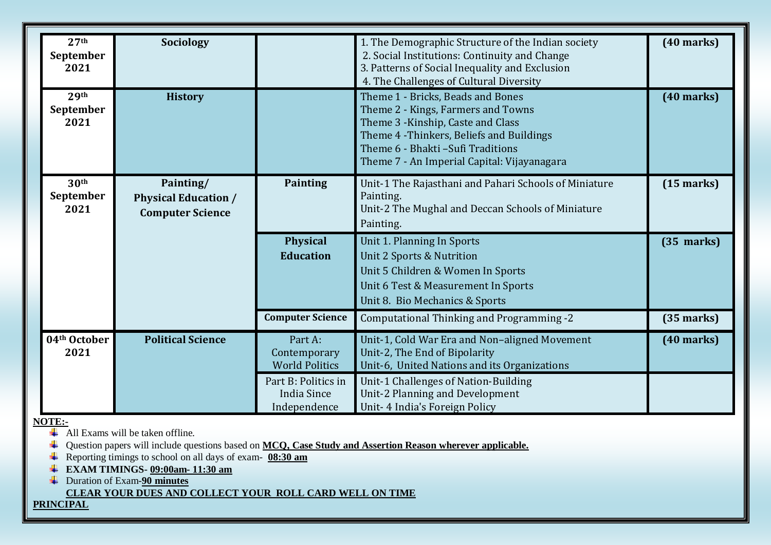| | | | | |
|---|---|---|---|---|
| 27th September 2021 | **Sociology** | | 1. The Demographic Structure of the Indian society<br>2. Social Institutions: Continuity and Change<br>3. Patterns of Social Inequality and Exclusion<br>4. The Challenges of Cultural Diversity | **(40 marks)** |
| 29th September 2021 | **History** | | Theme 1 - Bricks, Beads and Bones<br>Theme 2 - Kings, Farmers and Towns<br>Theme 3 -Kinship, Caste and Class<br>Theme 4 -Thinkers, Beliefs and Buildings<br>Theme 6 - Bhakti –Sufi Traditions<br>Theme 7 - An Imperial Capital: Vijayanagara | **(40 marks)** |
| 30th September 2021 | **Painting/ Physical Education / Computer Science** | **Painting** | Unit-1 The Rajasthani and Pahari Schools of Miniature Painting.<br>Unit-2 The Mughal and Deccan Schools of Miniature Painting. | **(15 marks)** |
| | | **Physical Education** | Unit 1. Planning In Sports<br>Unit 2 Sports & Nutrition<br>Unit 5 Children & Women In Sports<br>Unit 6 Test & Measurement In Sports<br>Unit 8. Bio Mechanics & Sports | **(35 marks)** |
| | | **Computer Science** | Computational Thinking and Programming -2 | **(35 marks)** |
| 04th October 2021 | **Political Science** | Part A: Contemporary World Politics | Unit-1, Cold War Era and Non–aligned Movement<br>Unit-2, The End of Bipolarity<br>Unit-6, United Nations and its Organizations | **(40 marks)** |
| | | Part B: Politics in India Since Independence | Unit-1 Challenges of Nation-Building<br>Unit-2 Planning and Development<br>Unit- 4 India's Foreign Policy | |

**NOTE:-**

- All Exams will be taken offline.
- Question papers will include questions based on **MCQ, Case Study and Assertion Reason wherever applicable.**
- Reporting timings to school on all days of exam- **08:30 am**
- **EXAM TIMINGS- 09:00am- 11:30 am**
- Duration of Exam-**90 minutes**

**CLEAR YOUR DUES AND COLLECT YOUR ROLL CARD WELL ON TIME**

**PRINCIPAL**